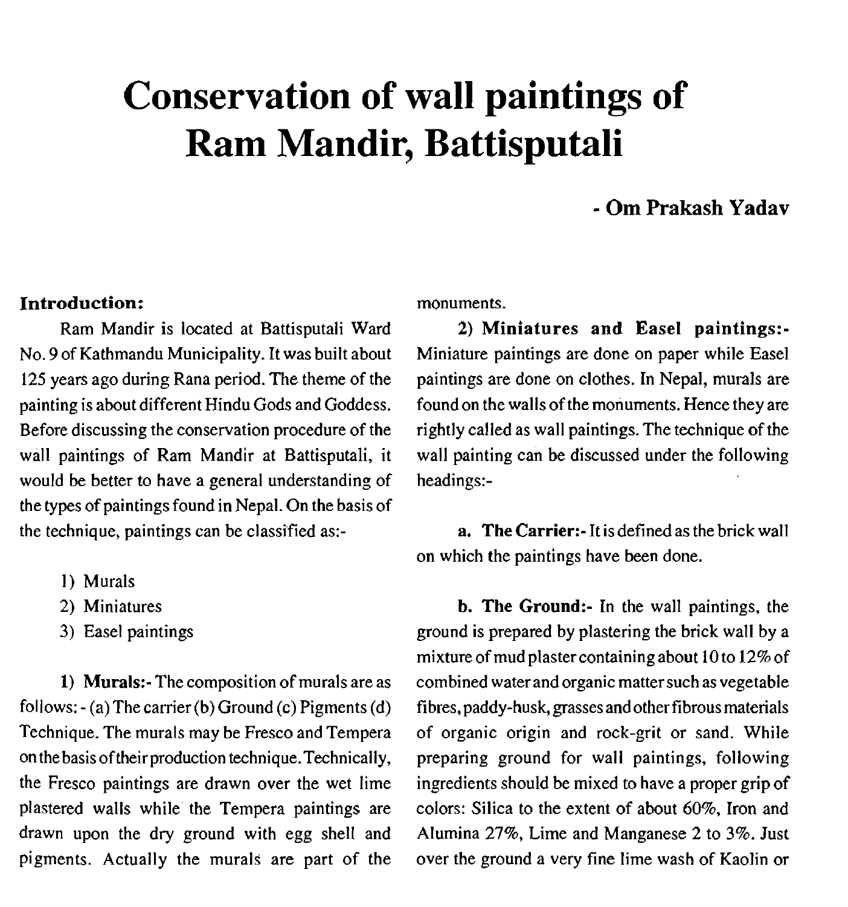# Conservation of wall paintings of Ram Mandir, Battisputali

**- Om Prakash Yadav**

### Introduction:

Ram Mandir is located at Battisputali Ward No. 9 of Kathmandu Municipality. It was built about 125 years ago during Rana period. The theme of the painting is about different Hindu Gods and Goddess. Before discussing the conservation procedure of the wall paintings of Ram Mandir at Battisputali, it would be better to have a general understanding of the types of paintings found in Nepal. On the basis of the technique, paintings can be classified as:-

1) Murals
2) Miniatures
3) Easel paintings

1) **Murals:-** The composition of murals are as follows: - (a) The carrier (b) Ground (c) Pigments (d) Technique. The murals may be Fresco and Tempera on the basis of their production technique. Technically, the Fresco paintings are drawn over the wet lime plastered walls while the Tempera paintings are drawn upon the dry ground with egg shell and pigments. Actually the murals are part of the monuments.

2) **Miniatures and Easel paintings:-** Miniature paintings are done on paper while Easel paintings are done on clothes. In Nepal, murals are found on the walls of the monuments. Hence they are rightly called as wall paintings. The technique of the wall painting can be discussed under the following headings:-

**a. The Carrier:-** It is defined as the brick wall on which the paintings have been done.

**b. The Ground:-** In the wall paintings, the ground is prepared by plastering the brick wall by a mixture of mud plaster containing about 10 to 12% of combined water and organic matter such as vegetable fibres, paddy-husk, grasses and other fibrous materials of organic origin and rock-grit or sand. While preparing ground for wall paintings, following ingredients should be mixed to have a proper grip of colors: Silica to the extent of about 60%, Iron and Alumina 27%, Lime and Manganese 2 to 3%. Just over the ground a very fine lime wash of Kaolin or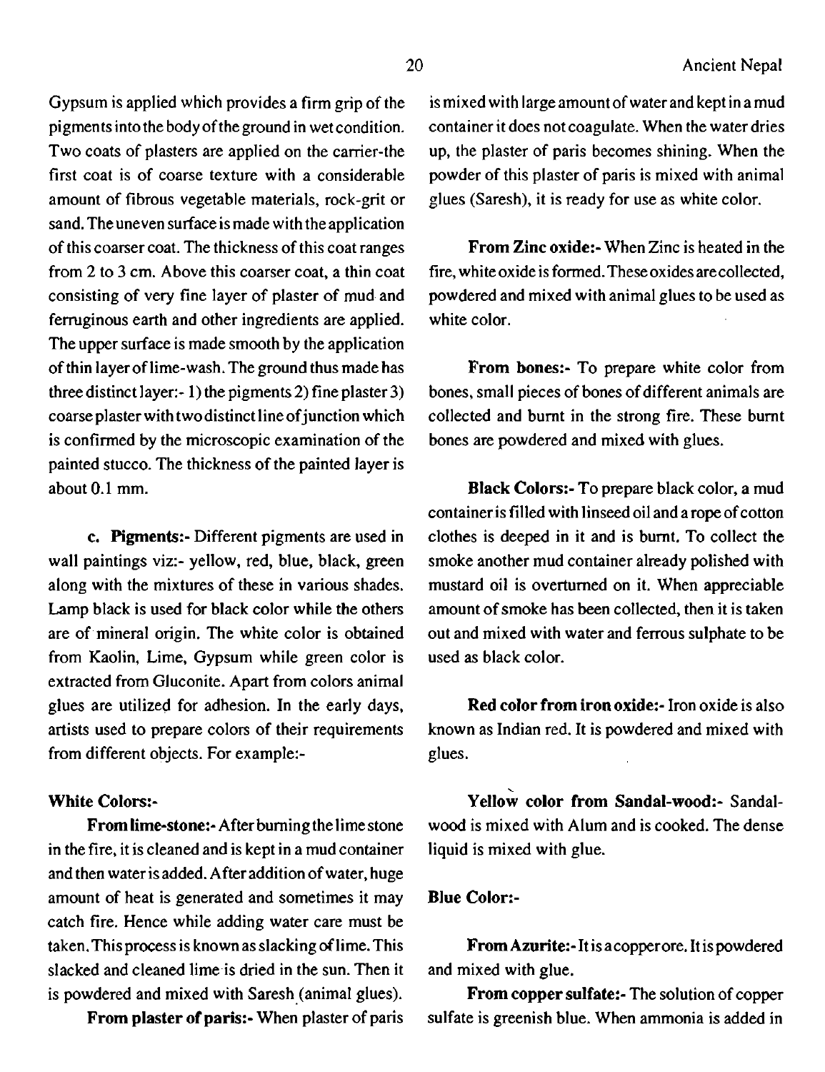Gypsum is applied which provides a firm grip of the pigments into the body of the ground in wet condition. Two coats of plasters are applied on the carrier-the first coat is of coarse texture with a considerable amount of fibrous vegetable materials, rock-grit or sand. The uneven surface is made with the application of this coarser coat. The thickness of this coat ranges from 2 to 3 cm. Above this coarser coat, a thin coat consisting of very fine layer of plaster of mud and ferruginous earth and other ingredients are applied. The upper surface is made smooth by the application of thin layer of lime-wash. The ground thus made has three distinct layer:- 1) the pigments 2) fine plaster 3) coarse plaster with two distinct line of junction which is confirmed by the microscopic examination of the painted stucco. The thickness of the painted layer is about 0.1 mm.

**c. Pigments:-** Different pigments are used in wall paintings viz:- yellow, red, blue, black, green along with the mixtures of these in various shades. Lamp black is used for black color while the others are of mineral origin. The white color is obtained from Kaolin, Lime, Gypsum while green color is extracted from Gluconite. Apart from colors animal glues are utilized for adhesion. In the early days, artists used to prepare colors of their requirements from different objects. For example:-

**White Colors:-**

**From lime-stone:-** After burning the lime stone in the fire, it is cleaned and is kept in a mud container and then water is added. After addition of water, huge amount of heat is generated and sometimes it may catch fire. Hence while adding water care must be taken. This process is known as slacking of lime. This slacked and cleaned lime is dried in the sun. Then it is powdered and mixed with Saresh (animal glues).

**From plaster of paris:-** When plaster of paris is mixed with large amount of water and kept in a mud container it does not coagulate. When the water dries up, the plaster of paris becomes shining. When the powder of this plaster of paris is mixed with animal glues (Saresh), it is ready for use as white color.

**From Zinc oxide:-** When Zinc is heated in the fire, white oxide is formed. These oxides are collected, powdered and mixed with animal glues to be used as white color.

**From bones:-** To prepare white color from bones, small pieces of bones of different animals are collected and burnt in the strong fire. These burnt bones are powdered and mixed with glues.

**Black Colors:-** To prepare black color, a mud container is filled with linseed oil and a rope of cotton clothes is deeped in it and is burnt. To collect the smoke another mud container already polished with mustard oil is overturned on it. When appreciable amount of smoke has been collected, then it is taken out and mixed with water and ferrous sulphate to be used as black color.

**Red color from iron oxide:-** Iron oxide is also known as Indian red. It is powdered and mixed with glues.

**Yellow color from Sandal-wood:-** Sandal-wood is mixed with Alum and is cooked. The dense liquid is mixed with glue.

**Blue Color:-**

**From Azurite:-** It is a copper ore. It is powdered and mixed with glue.

**From copper sulfate:-** The solution of copper sulfate is greenish blue. When ammonia is added in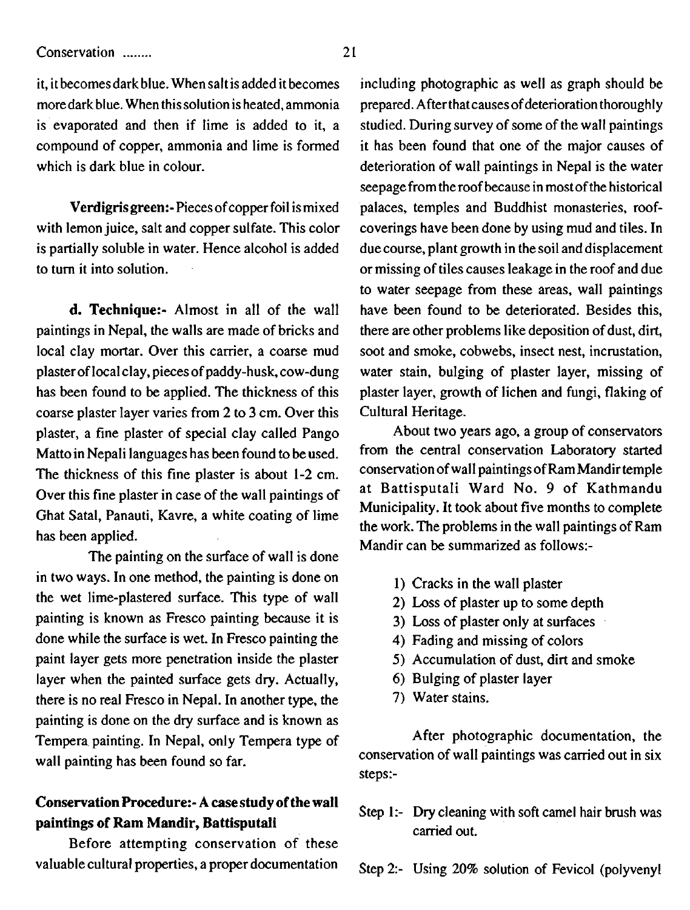it, it becomes dark blue. When salt is added it becomes more dark blue. When this solution is heated, ammonia is evaporated and then if lime is added to it, a compound of copper, ammonia and lime is formed which is dark blue in colour.

**Verdigris green:-** Pieces of copper foil is mixed with lemon juice, salt and copper sulfate. This color is partially soluble in water. Hence alcohol is added to turn it into solution.

**d. Technique:-** Almost in all of the wall paintings in Nepal, the walls are made of bricks and local clay mortar. Over this carrier, a coarse mud plaster of local clay, pieces of paddy-husk, cow-dung has been found to be applied. The thickness of this coarse plaster layer varies from 2 to 3 cm. Over this plaster, a fine plaster of special clay called Pango Matto in Nepali languages has been found to be used. The thickness of this fine plaster is about 1-2 cm. Over this fine plaster in case of the wall paintings of Ghat Satal, Panauti, Kavre, a white coating of lime has been applied.

The painting on the surface of wall is done in two ways. In one method, the painting is done on the wet lime-plastered surface. This type of wall painting is known as Fresco painting because it is done while the surface is wet. In Fresco painting the paint layer gets more penetration inside the plaster layer when the painted surface gets dry. Actually, there is no real Fresco in Nepal. In another type, the painting is done on the dry surface and is known as Tempera painting. In Nepal, only Tempera type of wall painting has been found so far.

## Conservation Procedure:- A case study of the wall paintings of Ram Mandir, Battisputali

Before attempting conservation of these valuable cultural properties, a proper documentation including photographic as well as graph should be prepared. After that causes of deterioration thoroughly studied. During survey of some of the wall paintings it has been found that one of the major causes of deterioration of wall paintings in Nepal is the water seepage from the roof because in most of the historical palaces, temples and Buddhist monasteries, roof-coverings have been done by using mud and tiles. In due course, plant growth in the soil and displacement or missing of tiles causes leakage in the roof and due to water seepage from these areas, wall paintings have been found to be deteriorated. Besides this, there are other problems like deposition of dust, dirt, soot and smoke, cobwebs, insect nest, incrustation, water stain, bulging of plaster layer, missing of plaster layer, growth of lichen and fungi, flaking of Cultural Heritage.

About two years ago, a group of conservators from the central conservation Laboratory started conservation of wall paintings of Ram Mandir temple at Battisputali Ward No. 9 of Kathmandu Municipality. It took about five months to complete the work. The problems in the wall paintings of Ram Mandir can be summarized as follows:-

1) Cracks in the wall plaster
2) Loss of plaster up to some depth
3) Loss of plaster only at surfaces
4) Fading and missing of colors
5) Accumulation of dust, dirt and smoke
6) Bulging of plaster layer
7) Water stains.

After photographic documentation, the conservation of wall paintings was carried out in six steps:-

Step 1:- Dry cleaning with soft camel hair brush was carried out.

Step 2:- Using 20% solution of Fevicol (polyvenyl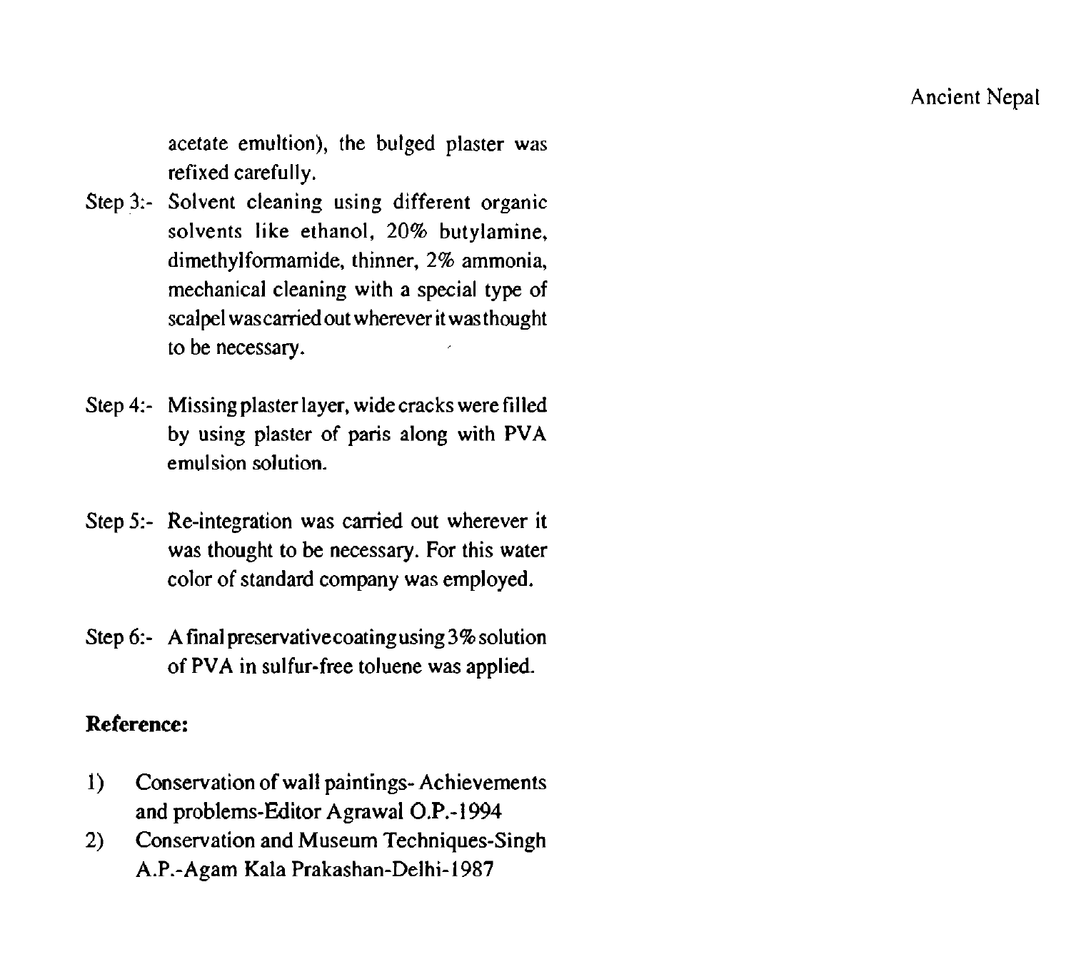acetate emultion), the bulged plaster was refixed carefully.

Step 3:- Solvent cleaning using different organic solvents like ethanol, 20% butylamine, dimethylformamide, thinner, 2% ammonia, mechanical cleaning with a special type of scalpel was carried out wherever it was thought to be necessary.

Step 4:- Missing plaster layer, wide cracks were filled by using plaster of paris along with PVA emulsion solution.

Step 5:- Re-integration was carried out wherever it was thought to be necessary. For this water color of standard company was employed.

Step 6:- A final preservative coating using 3% solution of PVA in sulfur-free toluene was applied.

**Reference:**

1) Conservation of wall paintings- Achievements and problems-Editor Agrawal O.P.-1994
2) Conservation and Museum Techniques-Singh A.P.-Agam Kala Prakashan-Delhi-1987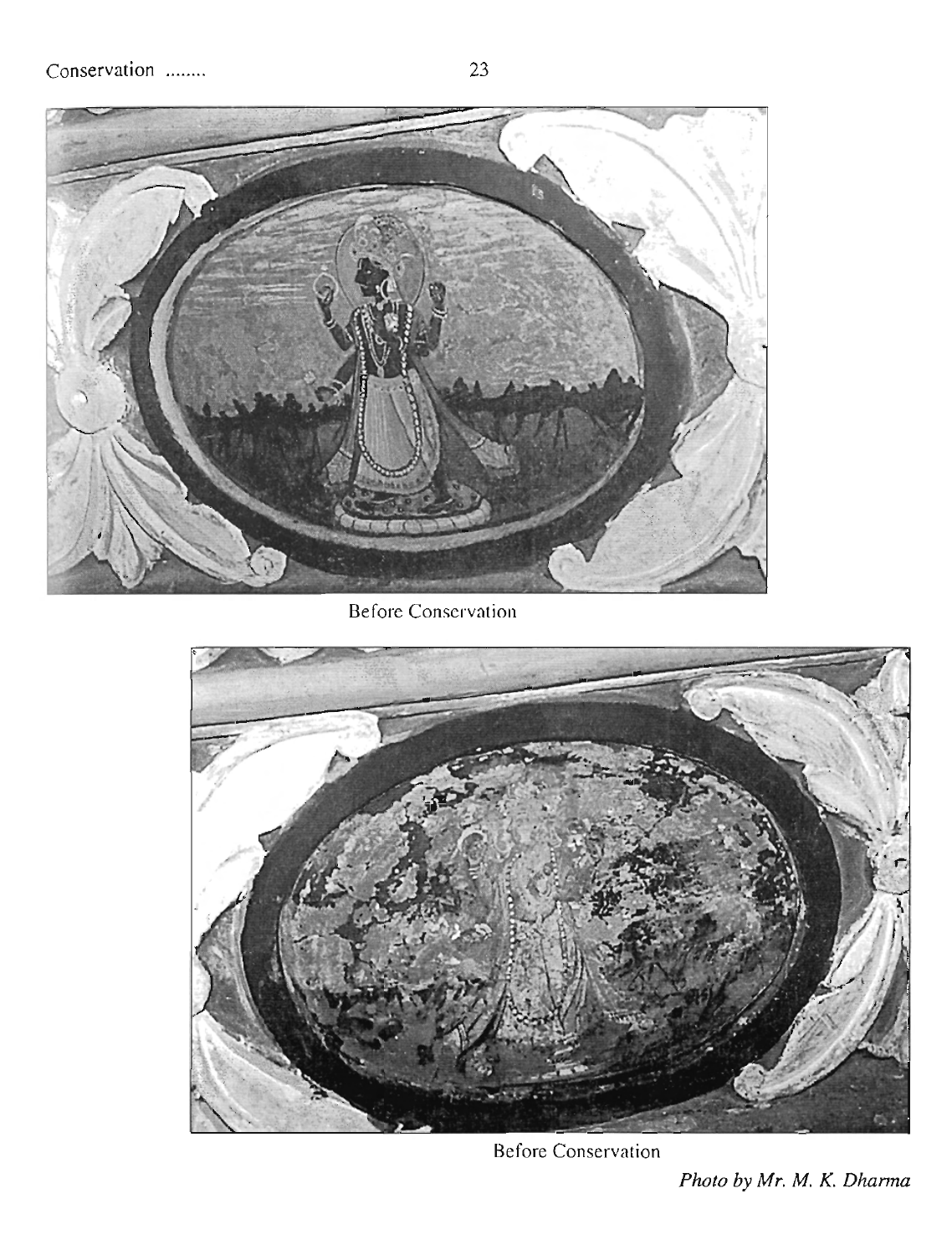Before Conservation

Before Conservation

*Photo by Mr. M. K. Dharma*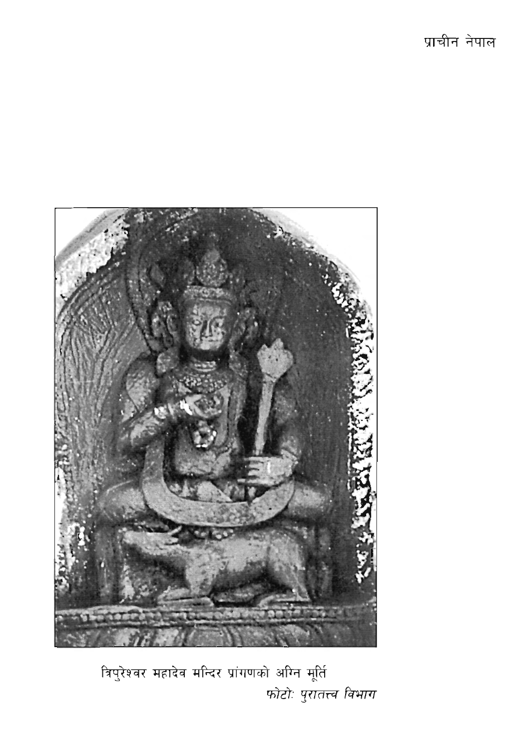त्रिपुरेश्वर महादेव मन्दिर प्रांगणको अग्नि मूर्ति

*फोटोः पुरातत्त्व विभाग*